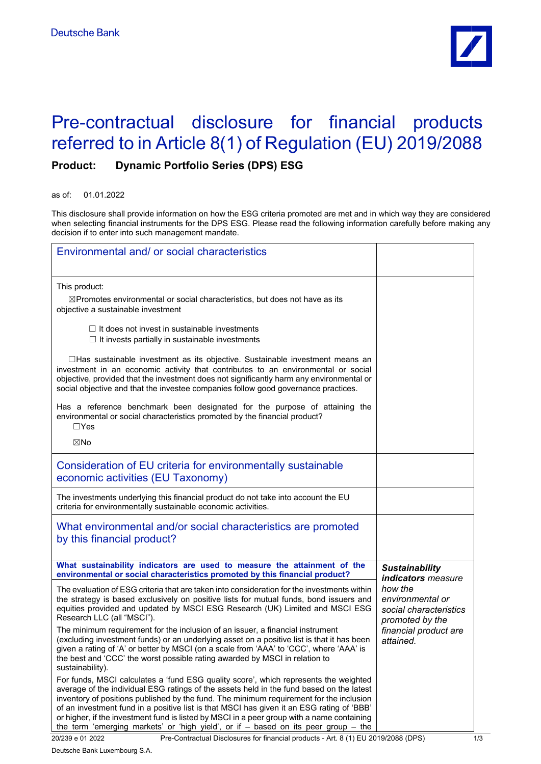Deutsche Bank

# Pre-contractual disclosure for financial products referred to in Article 8(1) of Regulation (EU) 2019/2088

**Product: Dynamic Portfolio Series (DPS) ESG**

as of: 01.01.2022

This disclosure shall provide information on how the ESG criteria promoted are met and in which way they are considered when selecting financial instruments for the DPS ESG. Please read the following information carefully before making any decision if to enter into such management mandate.

## Environmental and/ or social characteristics

This product:

☒Promotes environmental or social characteristics, but does not have as its objective a sustainable investment

- ☐ It does not invest in sustainable investments
- ☐ It invests partially in sustainable investments

☐Has sustainable investment as its objective. Sustainable investment means an investment in an economic activity that contributes to an environmental or social objective, provided that the investment does not significantly harm any environmental or social objective and that the investee companies follow good governance practices.

Has a reference benchmark been designated for the purpose of attaining the environmental or social characteristics promoted by the financial product?

☐Yes

☒No

## Consideration of EU criteria for environmentally sustainable economic activities (EU Taxonomy)

The investments underlying this financial product do not take into account the EU criteria for environmentally sustainable economic activities.

## What environmental and/or social characteristics are promoted by this financial product?

**What sustainability indicators are used to measure the attainment of the environmental or social characteristics promoted by this financial product?**

***Sustainability indicators** measure how the environmental or social characteristics promoted by the financial product are attained.*

The evaluation of ESG criteria that are taken into consideration for the investments within the strategy is based exclusively on positive lists for mutual funds, bond issuers and equities provided and updated by MSCI ESG Research (UK) Limited and MSCI ESG Research LLC (all “MSCI”).

The minimum requirement for the inclusion of an issuer, a financial instrument (excluding investment funds) or an underlying asset on a positive list is that it has been given a rating of ‘A’ or better by MSCI (on a scale from ‘AAA’ to ‘CCC’, where ‘AAA’ is the best and ‘CCC’ the worst possible rating awarded by MSCI in relation to sustainability).

For funds, MSCI calculates a ‘fund ESG quality score’, which represents the weighted average of the individual ESG ratings of the assets held in the fund based on the latest inventory of positions published by the fund. The minimum requirement for the inclusion of an investment fund in a positive list is that MSCI has given it an ESG rating of ‘BBB’ or higher, if the investment fund is listed by MSCI in a peer group with a name containing the term ‘emerging markets’ or ‘high yield’, or if – based on its peer group – the

20/239 e 01 2022 Pre-Contractual Disclosures for financial products - Art. 8 (1) EU 2019/2088 (DPS)

Deutsche Bank Luxembourg S.A.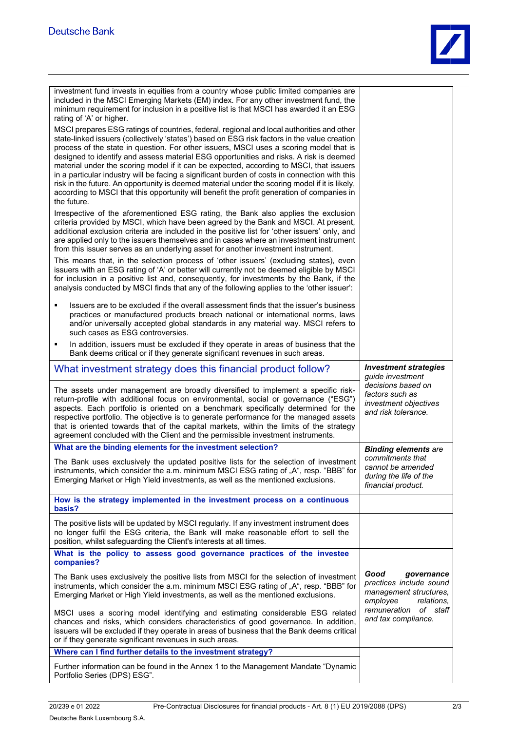investment fund invests in equities from a country whose public limited companies are included in the MSCI Emerging Markets (EM) index. For any other investment fund, the minimum requirement for inclusion in a positive list is that MSCI has awarded it an ESG rating of 'A' or higher.

MSCI prepares ESG ratings of countries, federal, regional and local authorities and other state-linked issuers (collectively 'states') based on ESG risk factors in the value creation process of the state in question. For other issuers, MSCI uses a scoring model that is designed to identify and assess material ESG opportunities and risks. A risk is deemed material under the scoring model if it can be expected, according to MSCI, that issuers in a particular industry will be facing a significant burden of costs in connection with this risk in the future. An opportunity is deemed material under the scoring model if it is likely, according to MSCI that this opportunity will benefit the profit generation of companies in the future.

Irrespective of the aforementioned ESG rating, the Bank also applies the exclusion criteria provided by MSCI, which have been agreed by the Bank and MSCI. At present, additional exclusion criteria are included in the positive list for 'other issuers' only, and are applied only to the issuers themselves and in cases where an investment instrument from this issuer serves as an underlying asset for another investment instrument.

This means that, in the selection process of 'other issuers' (excluding states), even issuers with an ESG rating of 'A' or better will currently not be deemed eligible by MSCI for inclusion in a positive list and, consequently, for investments by the Bank, if the analysis conducted by MSCI finds that any of the following applies to the 'other issuer':

- Issuers are to be excluded if the overall assessment finds that the issuer's business practices or manufactured products breach national or international norms, laws and/or universally accepted global standards in any material way. MSCI refers to such cases as ESG controversies.
- In addition, issuers must be excluded if they operate in areas of business that the Bank deems critical or if they generate significant revenues in such areas.

## What investment strategy does this financial product follow?

*__Investment strategies__ guide investment decisions based on factors such as investment objectives and risk tolerance.*

The assets under management are broadly diversified to implement a specific risk-return-profile with additional focus on environmental, social or governance ("ESG") aspects. Each portfolio is oriented on a benchmark specifically determined for the respective portfolio. The objective is to generate performance for the managed assets that is oriented towards that of the capital markets, within the limits of the strategy agreement concluded with the Client and the permissible investment instruments.

### What are the binding elements for the investment selection?

*__Binding elements__ are commitments that cannot be amended during the life of the financial product.*

The Bank uses exclusively the updated positive lists for the selection of investment instruments, which consider the a.m. minimum MSCI ESG rating of „A", resp. "BBB" for Emerging Market or High Yield investments, as well as the mentioned exclusions.

### How is the strategy implemented in the investment process on a continuous basis?

The positive lists will be updated by MSCI regularly. If any investment instrument does no longer fulfil the ESG criteria, the Bank will make reasonable effort to sell the position, whilst safeguarding the Client's interests at all times.

### What is the policy to assess good governance practices of the investee companies?

*__Good governance__ practices include sound management structures, employee relations, remuneration of staff and tax compliance.*

The Bank uses exclusively the positive lists from MSCI for the selection of investment instruments, which consider the a.m. minimum MSCI ESG rating of „A", resp. "BBB" for Emerging Market or High Yield investments, as well as the mentioned exclusions.

MSCI uses a scoring model identifying and estimating considerable ESG related chances and risks, which considers characteristics of good governance. In addition, issuers will be excluded if they operate in areas of business that the Bank deems critical or if they generate significant revenues in such areas.

### Where can I find further details to the investment strategy?

Further information can be found in the Annex 1 to the Management Mandate "Dynamic Portfolio Series (DPS) ESG".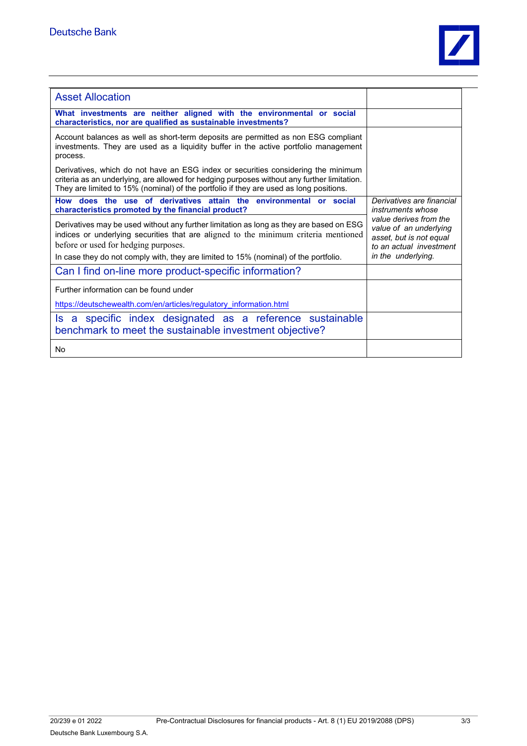| Asset Allocation | |
|---|---|
| **What investments are neither aligned with the environmental or social characteristics, nor are qualified as sustainable investments?** | |
| Account balances as well as short-term deposits are permitted as non ESG compliant investments. They are used as a liquidity buffer in the active portfolio management process.<br><br>Derivatives, which do not have an ESG index or securities considering the minimum criteria as an underlying, are allowed for hedging purposes without any further limitation. They are limited to 15% (nominal) of the portfolio if they are used as long positions. | |
| **How does the use of derivatives attain the environmental or social characteristics promoted by the financial product?** | *Derivatives are financial instruments whose value derives from the value of an underlying asset, but is not equal to an actual investment in the underlying.* |
| Derivatives may be used without any further limitation as long as they are based on ESG indices or underlying securities that are aligned to the minimum criteria mentioned before or used for hedging purposes.<br><br>In case they do not comply with, they are limited to 15% (nominal) of the portfolio. | |
| Can I find on-line more product-specific information? | |
| Further information can be found under<br><br>https://deutschewealth.com/en/articles/regulatory_information.html | |
| Is a specific index designated as a reference sustainable benchmark to meet the sustainable investment objective? | |
| No | |

20/239 e 01 2022 Pre-Contractual Disclosures for financial products - Art. 8 (1) EU 2019/2088 (DPS)

Deutsche Bank Luxembourg S.A.